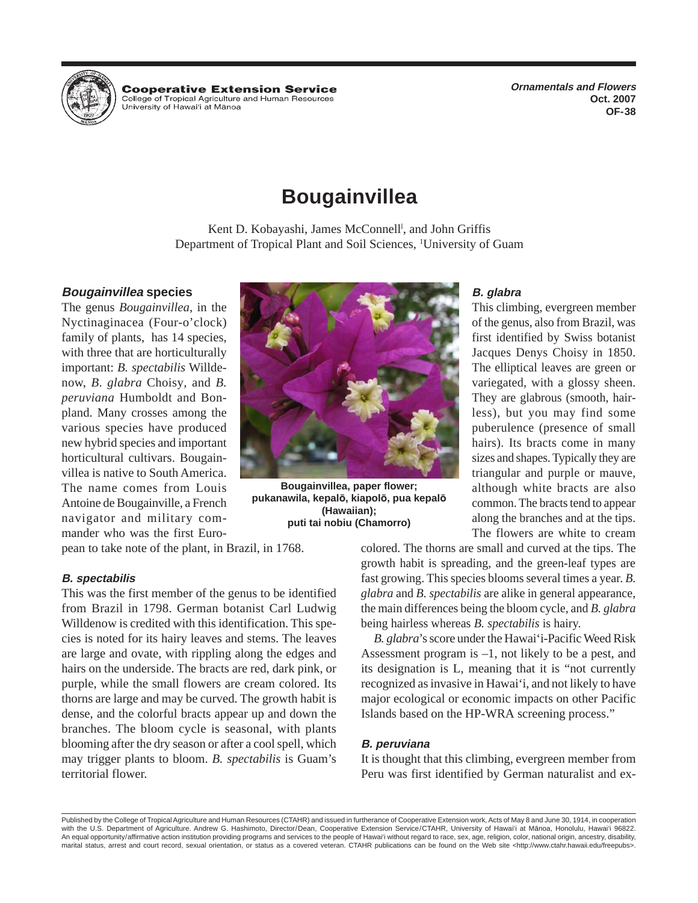**Cooperative Extension Service**
College of Tropical Agriculture and Human Resources
University of Hawai'i at Mānoa

***Ornamentals and Flowers***
**Oct. 2007**
**OF-38**

# Bougainvillea

Kent D. Kobayashi, James McConnell[1], and John Griffis
Department of Tropical Plant and Soil Sciences, [1]University of Guam

## *Bougainvillea* species

The genus *Bougainvillea*, in the Nyctinaginacea (Four-o'clock) family of plants, has 14 species, with three that are horticulturally important: *B. spectabilis* Willdenow, *B. glabra* Choisy, and *B. peruviana* Humboldt and Bonpland. Many crosses among the various species have produced new hybrid species and important horticultural cultivars. Bougainvillea is native to South America. The name comes from Louis Antoine de Bougainville, a French navigator and military commander who was the first European to take note of the plant, in Brazil, in 1768.

**Bougainvillea, paper flower; pukanawila, kepalō, kiapolō, pua kepalō (Hawaiian); puti tai nobiu (Chamorro)**

### *B. spectabilis*

This was the first member of the genus to be identified from Brazil in 1798. German botanist Carl Ludwig Willdenow is credited with this identification. This species is noted for its hairy leaves and stems. The leaves are large and ovate, with rippling along the edges and hairs on the underside. The bracts are red, dark pink, or purple, while the small flowers are cream colored. Its thorns are large and may be curved. The growth habit is dense, and the colorful bracts appear up and down the branches. The bloom cycle is seasonal, with plants blooming after the dry season or after a cool spell, which may trigger plants to bloom. *B. spectabilis* is Guam's territorial flower.

### *B. glabra*

This climbing, evergreen member of the genus, also from Brazil, was first identified by Swiss botanist Jacques Denys Choisy in 1850. The elliptical leaves are green or variegated, with a glossy sheen. They are glabrous (smooth, hairless), but you may find some puberulence (presence of small hairs). Its bracts come in many sizes and shapes. Typically they are triangular and purple or mauve, although white bracts are also common. The bracts tend to appear along the branches and at the tips. The flowers are white to cream colored. The thorns are small and curved at the tips. The growth habit is spreading, and the green-leaf types are fast growing. This species blooms several times a year. *B. glabra* and *B. spectabilis* are alike in general appearance, the main differences being the bloom cycle, and *B. glabra* being hairless whereas *B. spectabilis* is hairy.

*B. glabra*'s score under the Hawai'i-Pacific Weed Risk Assessment program is –1, not likely to be a pest, and its designation is L, meaning that it is "not currently recognized as invasive in Hawai'i, and not likely to have major ecological or economic impacts on other Pacific Islands based on the HP-WRA screening process."

### *B. peruviana*

It is thought that this climbing, evergreen member from Peru was first identified by German naturalist and ex-

Published by the College of Tropical Agriculture and Human Resources (CTAHR) and issued in furtherance of Cooperative Extension work, Acts of May 8 and June 30, 1914, in cooperation with the U.S. Department of Agriculture. Andrew G. Hashimoto, Director/Dean, Cooperative Extension Service/CTAHR, University of Hawai'i at Mānoa, Honolulu, Hawai'i 96822. An equal opportunity/affirmative action institution providing programs and services to the people of Hawai'i without regard to race, sex, age, religion, color, national origin, ancestry, disability, marital status, arrest and court record, sexual orientation, or status as a covered veteran. CTAHR publications can be found on the Web site <http://www.ctahr.hawaii.edu/freepubs>.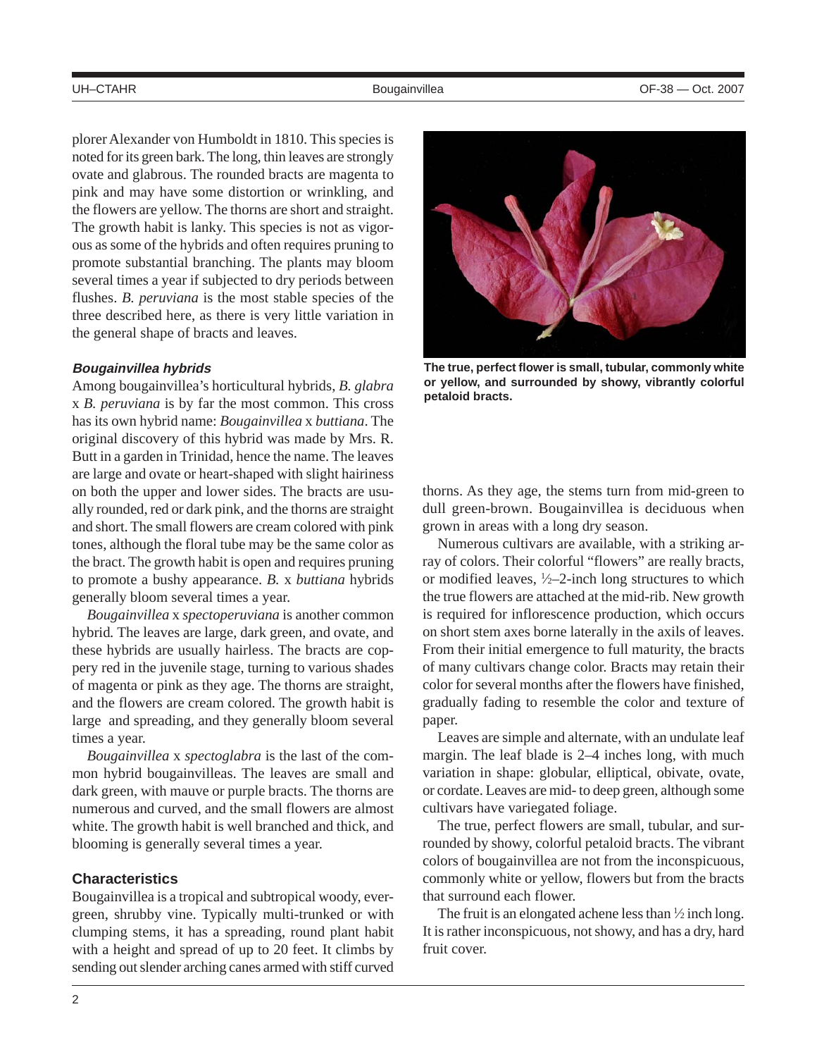plorer Alexander von Humboldt in 1810. This species is noted for its green bark. The long, thin leaves are strongly ovate and glabrous. The rounded bracts are magenta to pink and may have some distortion or wrinkling, and the flowers are yellow. The thorns are short and straight. The growth habit is lanky. This species is not as vigorous as some of the hybrids and often requires pruning to promote substantial branching. The plants may bloom several times a year if subjected to dry periods between flushes. *B. peruviana* is the most stable species of the three described here, as there is very little variation in the general shape of bracts and leaves.

### *Bougainvillea hybrids*

Among bougainvillea's horticultural hybrids, *B. glabra* x *B. peruviana* is by far the most common. This cross has its own hybrid name: *Bougainvillea* x *buttiana*. The original discovery of this hybrid was made by Mrs. R. Butt in a garden in Trinidad, hence the name. The leaves are large and ovate or heart-shaped with slight hairiness on both the upper and lower sides. The bracts are usually rounded, red or dark pink, and the thorns are straight and short. The small flowers are cream colored with pink tones, although the floral tube may be the same color as the bract. The growth habit is open and requires pruning to promote a bushy appearance. *B.* x *buttiana* hybrids generally bloom several times a year.

*Bougainvillea* x *spectoperuviana* is another common hybrid. The leaves are large, dark green, and ovate, and these hybrids are usually hairless. The bracts are coppery red in the juvenile stage, turning to various shades of magenta or pink as they age. The thorns are straight, and the flowers are cream colored. The growth habit is large and spreading, and they generally bloom several times a year.

*Bougainvillea* x *spectoglabra* is the last of the common hybrid bougainvilleas. The leaves are small and dark green, with mauve or purple bracts. The thorns are numerous and curved, and the small flowers are almost white. The growth habit is well branched and thick, and blooming is generally several times a year.

## Characteristics

Bougainvillea is a tropical and subtropical woody, evergreen, shrubby vine. Typically multi-trunked or with clumping stems, it has a spreading, round plant habit with a height and spread of up to 20 feet. It climbs by sending out slender arching canes armed with stiff curved thorns. As they age, the stems turn from mid-green to dull green-brown. Bougainvillea is deciduous when grown in areas with a long dry season.

**The true, perfect flower is small, tubular, commonly white or yellow, and surrounded by showy, vibrantly colorful petaloid bracts.**

Numerous cultivars are available, with a striking array of colors. Their colorful "flowers" are really bracts, or modified leaves, ½–2-inch long structures to which the true flowers are attached at the mid-rib. New growth is required for inflorescence production, which occurs on short stem axes borne laterally in the axils of leaves. From their initial emergence to full maturity, the bracts of many cultivars change color. Bracts may retain their color for several months after the flowers have finished, gradually fading to resemble the color and texture of paper.

Leaves are simple and alternate, with an undulate leaf margin. The leaf blade is 2–4 inches long, with much variation in shape: globular, elliptical, obivate, ovate, or cordate. Leaves are mid- to deep green, although some cultivars have variegated foliage.

The true, perfect flowers are small, tubular, and surrounded by showy, colorful petaloid bracts. The vibrant colors of bougainvillea are not from the inconspicuous, commonly white or yellow, flowers but from the bracts that surround each flower.

The fruit is an elongated achene less than ½ inch long. It is rather inconspicuous, not showy, and has a dry, hard fruit cover.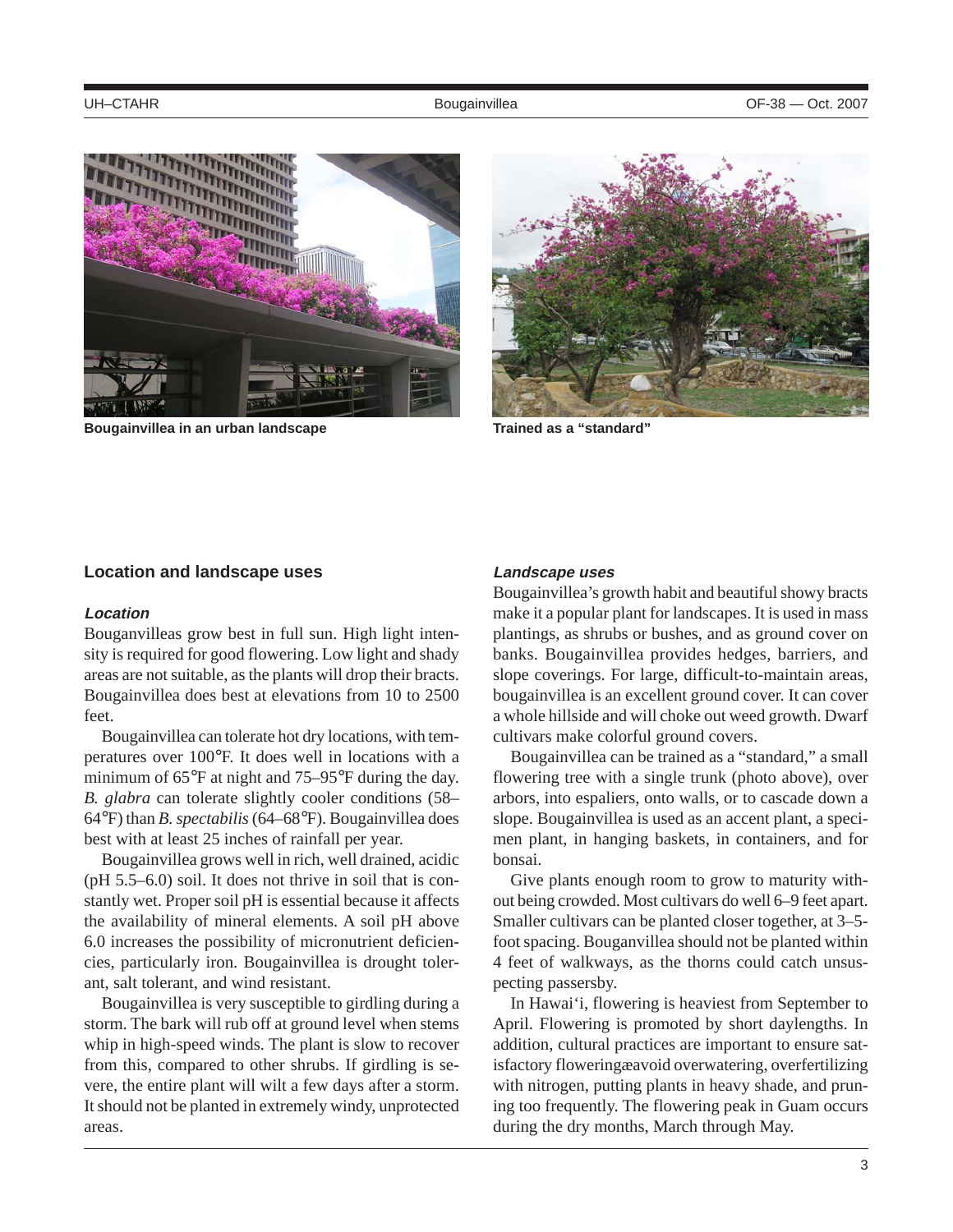Bougainvillea in an urban landscape

Trained as a "standard"

## Location and landscape uses

### *Location*

Bouganvilleas grow best in full sun. High light intensity is required for good flowering. Low light and shady areas are not suitable, as the plants will drop their bracts. Bougainvillea does best at elevations from 10 to 2500 feet.

Bougainvillea can tolerate hot dry locations, with temperatures over 100°F. It does well in locations with a minimum of 65°F at night and 75–95°F during the day. *B. glabra* can tolerate slightly cooler conditions (58–64°F) than *B. spectabilis* (64–68°F). Bougainvillea does best with at least 25 inches of rainfall per year.

Bougainvillea grows well in rich, well drained, acidic (pH 5.5–6.0) soil. It does not thrive in soil that is constantly wet. Proper soil pH is essential because it affects the availability of mineral elements. A soil pH above 6.0 increases the possibility of micronutrient deficiencies, particularly iron. Bougainvillea is drought tolerant, salt tolerant, and wind resistant.

Bougainvillea is very susceptible to girdling during a storm. The bark will rub off at ground level when stems whip in high-speed winds. The plant is slow to recover from this, compared to other shrubs. If girdling is severe, the entire plant will wilt a few days after a storm. It should not be planted in extremely windy, unprotected areas.

### *Landscape uses*

Bougainvillea's growth habit and beautiful showy bracts make it a popular plant for landscapes. It is used in mass plantings, as shrubs or bushes, and as ground cover on banks. Bougainvillea provides hedges, barriers, and slope coverings. For large, difficult-to-maintain areas, bougainvillea is an excellent ground cover. It can cover a whole hillside and will choke out weed growth. Dwarf cultivars make colorful ground covers.

Bougainvillea can be trained as a "standard," a small flowering tree with a single trunk (photo above), over arbors, into espaliers, onto walls, or to cascade down a slope. Bougainvillea is used as an accent plant, a specimen plant, in hanging baskets, in containers, and for bonsai.

Give plants enough room to grow to maturity without being crowded. Most cultivars do well 6–9 feet apart. Smaller cultivars can be planted closer together, at 3–5-foot spacing. Bouganvillea should not be planted within 4 feet of walkways, as the thorns could catch unsuspecting passersby.

In Hawai'i, flowering is heaviest from September to April. Flowering is promoted by short daylengths. In addition, cultural practices are important to ensure satisfactory floweringæavoid overwatering, overfertilizing with nitrogen, putting plants in heavy shade, and pruning too frequently. The flowering peak in Guam occurs during the dry months, March through May.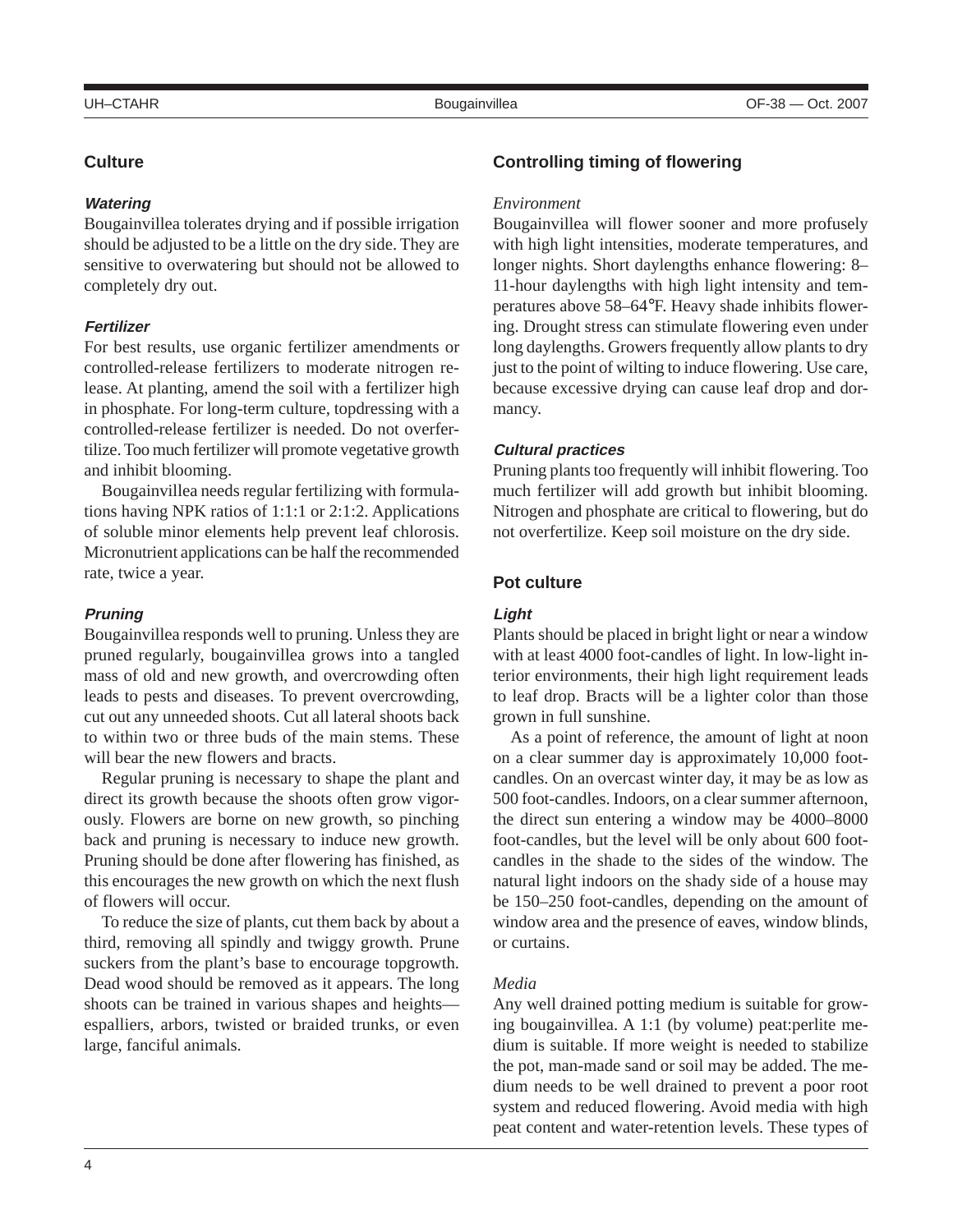## Culture

### *Watering*

Bougainvillea tolerates drying and if possible irrigation should be adjusted to be a little on the dry side. They are sensitive to overwatering but should not be allowed to completely dry out.

### *Fertilizer*

For best results, use organic fertilizer amendments or controlled-release fertilizers to moderate nitrogen release. At planting, amend the soil with a fertilizer high in phosphate. For long-term culture, topdressing with a controlled-release fertilizer is needed. Do not overfertilize. Too much fertilizer will promote vegetative growth and inhibit blooming.

Bougainvillea needs regular fertilizing with formulations having NPK ratios of 1:1:1 or 2:1:2. Applications of soluble minor elements help prevent leaf chlorosis. Micronutrient applications can be half the recommended rate, twice a year.

### *Pruning*

Bougainvillea responds well to pruning. Unless they are pruned regularly, bougainvillea grows into a tangled mass of old and new growth, and overcrowding often leads to pests and diseases. To prevent overcrowding, cut out any unneeded shoots. Cut all lateral shoots back to within two or three buds of the main stems. These will bear the new flowers and bracts.

Regular pruning is necessary to shape the plant and direct its growth because the shoots often grow vigorously. Flowers are borne on new growth, so pinching back and pruning is necessary to induce new growth. Pruning should be done after flowering has finished, as this encourages the new growth on which the next flush of flowers will occur.

To reduce the size of plants, cut them back by about a third, removing all spindly and twiggy growth. Prune suckers from the plant's base to encourage topgrowth. Dead wood should be removed as it appears. The long shoots can be trained in various shapes and heights—espalliers, arbors, twisted or braided trunks, or even large, fanciful animals.

## Controlling timing of flowering

*Environment*

Bougainvillea will flower sooner and more profusely with high light intensities, moderate temperatures, and longer nights. Short daylengths enhance flowering: 8–11-hour daylengths with high light intensity and temperatures above 58–64°F. Heavy shade inhibits flowering. Drought stress can stimulate flowering even under long daylengths. Growers frequently allow plants to dry just to the point of wilting to induce flowering. Use care, because excessive drying can cause leaf drop and dormancy.

### *Cultural practices*

Pruning plants too frequently will inhibit flowering. Too much fertilizer will add growth but inhibit blooming. Nitrogen and phosphate are critical to flowering, but do not overfertilize. Keep soil moisture on the dry side.

## Pot culture

### *Light*

Plants should be placed in bright light or near a window with at least 4000 foot-candles of light. In low-light interior environments, their high light requirement leads to leaf drop. Bracts will be a lighter color than those grown in full sunshine.

As a point of reference, the amount of light at noon on a clear summer day is approximately 10,000 foot-candles. On an overcast winter day, it may be as low as 500 foot-candles. Indoors, on a clear summer afternoon, the direct sun entering a window may be 4000–8000 foot-candles, but the level will be only about 600 foot-candles in the shade to the sides of the window. The natural light indoors on the shady side of a house may be 150–250 foot-candles, depending on the amount of window area and the presence of eaves, window blinds, or curtains.

*Media*

Any well drained potting medium is suitable for growing bougainvillea. A 1:1 (by volume) peat:perlite medium is suitable. If more weight is needed to stabilize the pot, man-made sand or soil may be added. The medium needs to be well drained to prevent a poor root system and reduced flowering. Avoid media with high peat content and water-retention levels. These types of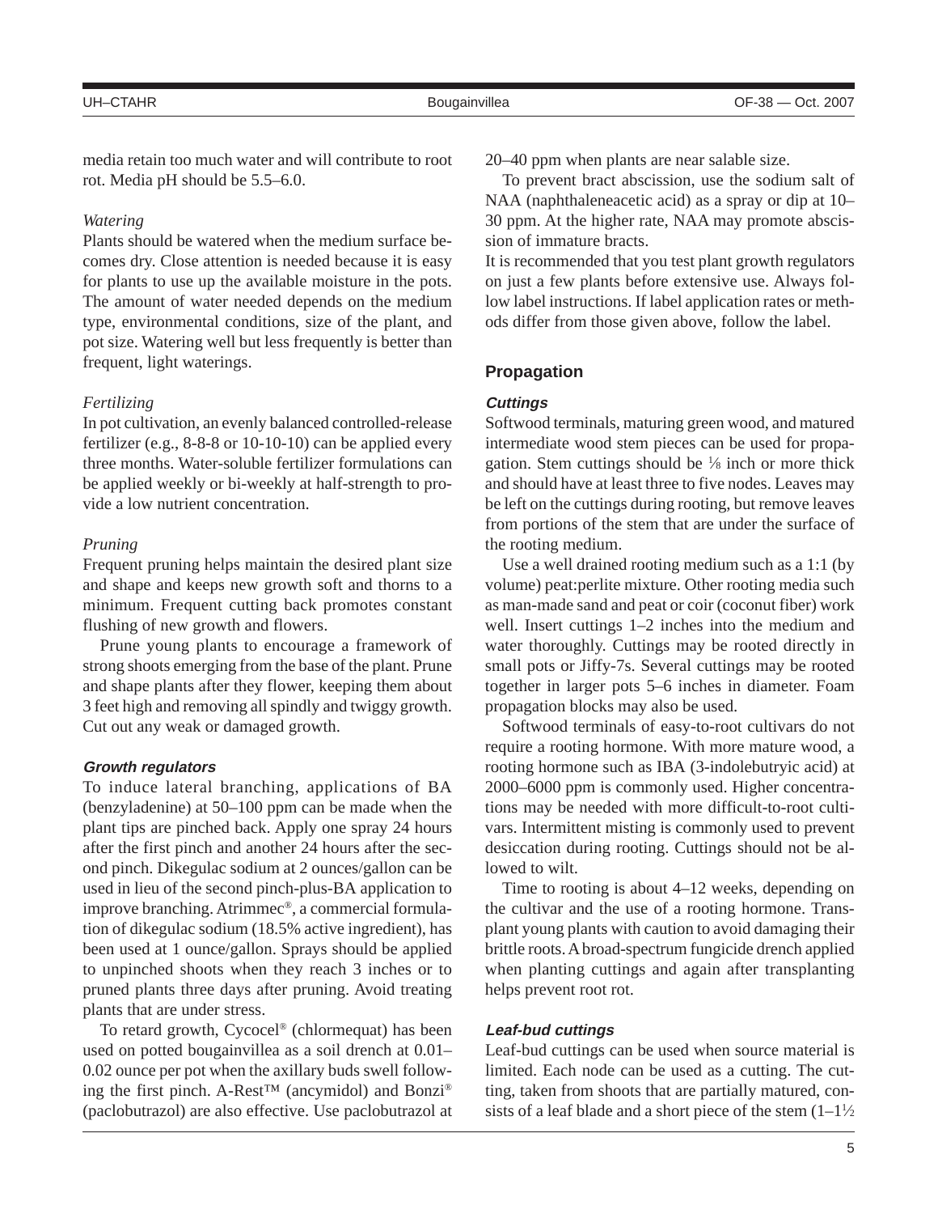media retain too much water and will contribute to root rot. Media pH should be 5.5–6.0.

*Watering*

Plants should be watered when the medium surface becomes dry. Close attention is needed because it is easy for plants to use up the available moisture in the pots. The amount of water needed depends on the medium type, environmental conditions, size of the plant, and pot size. Watering well but less frequently is better than frequent, light waterings.

*Fertilizing*

In pot cultivation, an evenly balanced controlled-release fertilizer (e.g., 8-8-8 or 10-10-10) can be applied every three months. Water-soluble fertilizer formulations can be applied weekly or bi-weekly at half-strength to provide a low nutrient concentration.

*Pruning*

Frequent pruning helps maintain the desired plant size and shape and keeps new growth soft and thorns to a minimum. Frequent cutting back promotes constant flushing of new growth and flowers.

Prune young plants to encourage a framework of strong shoots emerging from the base of the plant. Prune and shape plants after they flower, keeping them about 3 feet high and removing all spindly and twiggy growth. Cut out any weak or damaged growth.

### Growth regulators

To induce lateral branching, applications of BA (benzyladenine) at 50–100 ppm can be made when the plant tips are pinched back. Apply one spray 24 hours after the first pinch and another 24 hours after the second pinch. Dikegulac sodium at 2 ounces/gallon can be used in lieu of the second pinch-plus-BA application to improve branching. Atrimmec®, a commercial formulation of dikegulac sodium (18.5% active ingredient), has been used at 1 ounce/gallon. Sprays should be applied to unpinched shoots when they reach 3 inches or to pruned plants three days after pruning. Avoid treating plants that are under stress.

To retard growth, Cycocel® (chlormequat) has been used on potted bougainvillea as a soil drench at 0.01–0.02 ounce per pot when the axillary buds swell following the first pinch. A-Rest™ (ancymidol) and Bonzi® (paclobutrazol) are also effective. Use paclobutrazol at 20–40 ppm when plants are near salable size.

To prevent bract abscission, use the sodium salt of NAA (naphthaleneacetic acid) as a spray or dip at 10–30 ppm. At the higher rate, NAA may promote abscission of immature bracts.

It is recommended that you test plant growth regulators on just a few plants before extensive use. Always follow label instructions. If label application rates or methods differ from those given above, follow the label.

## Propagation

### Cuttings

Softwood terminals, maturing green wood, and matured intermediate wood stem pieces can be used for propagation. Stem cuttings should be ⅛ inch or more thick and should have at least three to five nodes. Leaves may be left on the cuttings during rooting, but remove leaves from portions of the stem that are under the surface of the rooting medium.

Use a well drained rooting medium such as a 1:1 (by volume) peat:perlite mixture. Other rooting media such as man-made sand and peat or coir (coconut fiber) work well. Insert cuttings 1–2 inches into the medium and water thoroughly. Cuttings may be rooted directly in small pots or Jiffy-7s. Several cuttings may be rooted together in larger pots 5–6 inches in diameter. Foam propagation blocks may also be used.

Softwood terminals of easy-to-root cultivars do not require a rooting hormone. With more mature wood, a rooting hormone such as IBA (3-indolebutryic acid) at 2000–6000 ppm is commonly used. Higher concentrations may be needed with more difficult-to-root cultivars. Intermittent misting is commonly used to prevent desiccation during rooting. Cuttings should not be allowed to wilt.

Time to rooting is about 4–12 weeks, depending on the cultivar and the use of a rooting hormone. Transplant young plants with caution to avoid damaging their brittle roots. A broad-spectrum fungicide drench applied when planting cuttings and again after transplanting helps prevent root rot.

### Leaf-bud cuttings

Leaf-bud cuttings can be used when source material is limited. Each node can be used as a cutting. The cutting, taken from shoots that are partially matured, consists of a leaf blade and a short piece of the stem (1–1½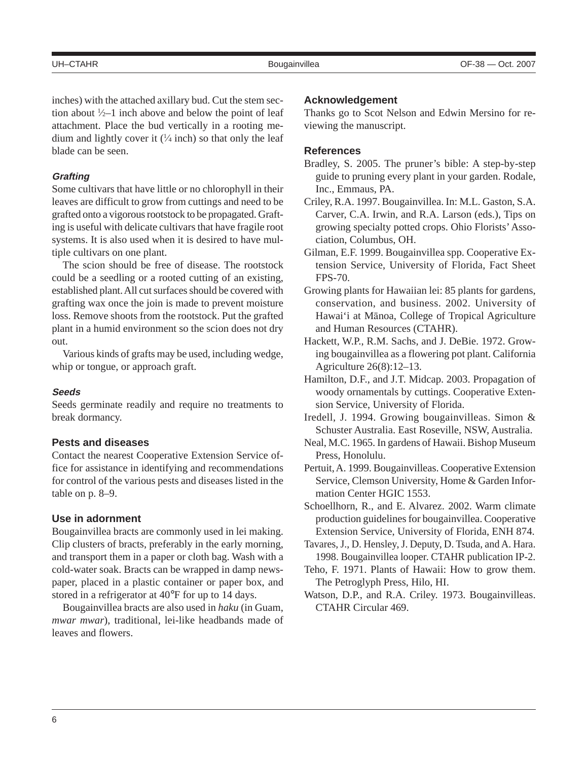inches) with the attached axillary bud. Cut the stem section about ½–1 inch above and below the point of leaf attachment. Place the bud vertically in a rooting medium and lightly cover it (¼ inch) so that only the leaf blade can be seen.

#### *Grafting*

Some cultivars that have little or no chlorophyll in their leaves are difficult to grow from cuttings and need to be grafted onto a vigorous rootstock to be propagated. Grafting is useful with delicate cultivars that have fragile root systems. It is also used when it is desired to have multiple cultivars on one plant.

The scion should be free of disease. The rootstock could be a seedling or a rooted cutting of an existing, established plant. All cut surfaces should be covered with grafting wax once the join is made to prevent moisture loss. Remove shoots from the rootstock. Put the grafted plant in a humid environment so the scion does not dry out.

Various kinds of grafts may be used, including wedge, whip or tongue, or approach graft.

#### *Seeds*

Seeds germinate readily and require no treatments to break dormancy.

### Pests and diseases

Contact the nearest Cooperative Extension Service office for assistance in identifying and recommendations for control of the various pests and diseases listed in the table on p. 8–9.

### Use in adornment

Bougainvillea bracts are commonly used in lei making. Clip clusters of bracts, preferably in the early morning, and transport them in a paper or cloth bag. Wash with a cold-water soak. Bracts can be wrapped in damp newspaper, placed in a plastic container or paper box, and stored in a refrigerator at 40°F for up to 14 days.

Bougainvillea bracts are also used in *haku* (in Guam, *mwar mwar*), traditional, lei-like headbands made of leaves and flowers.

### Acknowledgement

Thanks go to Scot Nelson and Edwin Mersino for reviewing the manuscript.

### References

Bradley, S. 2005. The pruner's bible: A step-by-step guide to pruning every plant in your garden. Rodale, Inc., Emmaus, PA.

Criley, R.A. 1997. Bougainvillea. In: M.L. Gaston, S.A. Carver, C.A. Irwin, and R.A. Larson (eds.), Tips on growing specialty potted crops. Ohio Florists' Association, Columbus, OH.

Gilman, E.F. 1999. Bougainvillea spp. Cooperative Extension Service, University of Florida, Fact Sheet FPS-70.

Growing plants for Hawaiian lei: 85 plants for gardens, conservation, and business. 2002. University of Hawai'i at Mānoa, College of Tropical Agriculture and Human Resources (CTAHR).

Hackett, W.P., R.M. Sachs, and J. DeBie. 1972. Growing bougainvillea as a flowering pot plant. California Agriculture 26(8):12–13.

Hamilton, D.F., and J.T. Midcap. 2003. Propagation of woody ornamentals by cuttings. Cooperative Extension Service, University of Florida.

Iredell, J. 1994. Growing bougainvilleas. Simon & Schuster Australia. East Roseville, NSW, Australia.

Neal, M.C. 1965. In gardens of Hawaii. Bishop Museum Press, Honolulu.

Pertuit, A. 1999. Bougainvilleas. Cooperative Extension Service, Clemson University, Home & Garden Information Center HGIC 1553.

Schoellhorn, R., and E. Alvarez. 2002. Warm climate production guidelines for bougainvillea. Cooperative Extension Service, University of Florida, ENH 874.

Tavares, J., D. Hensley, J. Deputy, D. Tsuda, and A. Hara. 1998. Bougainvillea looper. CTAHR publication IP-2.

Teho, F. 1971. Plants of Hawaii: How to grow them. The Petroglyph Press, Hilo, HI.

Watson, D.P., and R.A. Criley. 1973. Bougainvilleas. CTAHR Circular 469.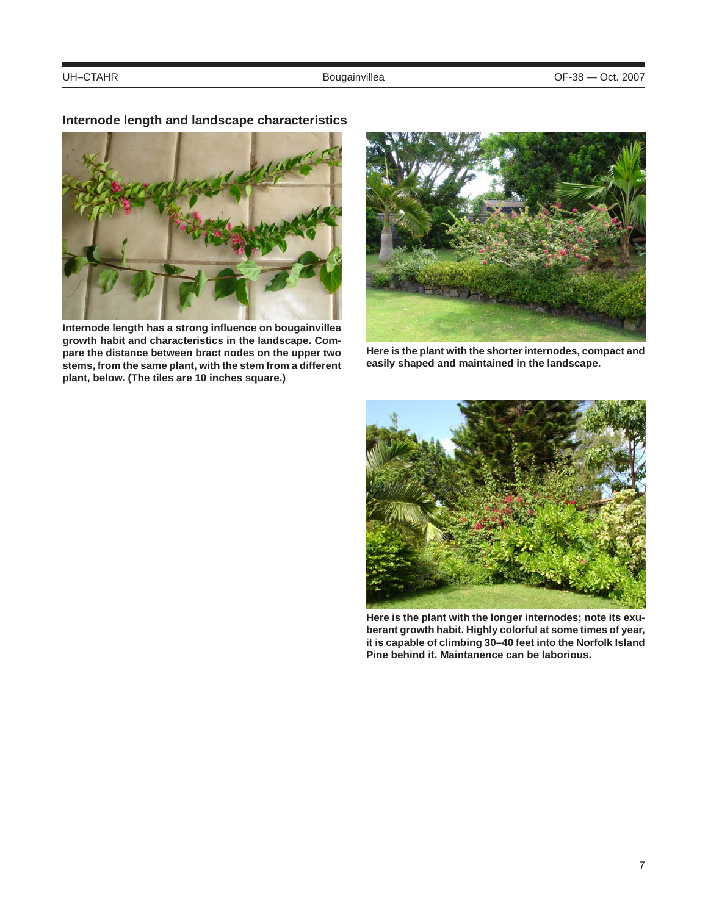## Internode length and landscape characteristics

**Internode length has a strong influence on bougainvillea growth habit and characteristics in the landscape. Compare the distance between bract nodes on the upper two stems, from the same plant, with the stem from a different plant, below. (The tiles are 10 inches square.)**

**Here is the plant with the shorter internodes, compact and easily shaped and maintained in the landscape.**

**Here is the plant with the longer internodes; note its exuberant growth habit. Highly colorful at some times of year, it is capable of climbing 30–40 feet into the Norfolk Island Pine behind it. Maintanence can be laborious.**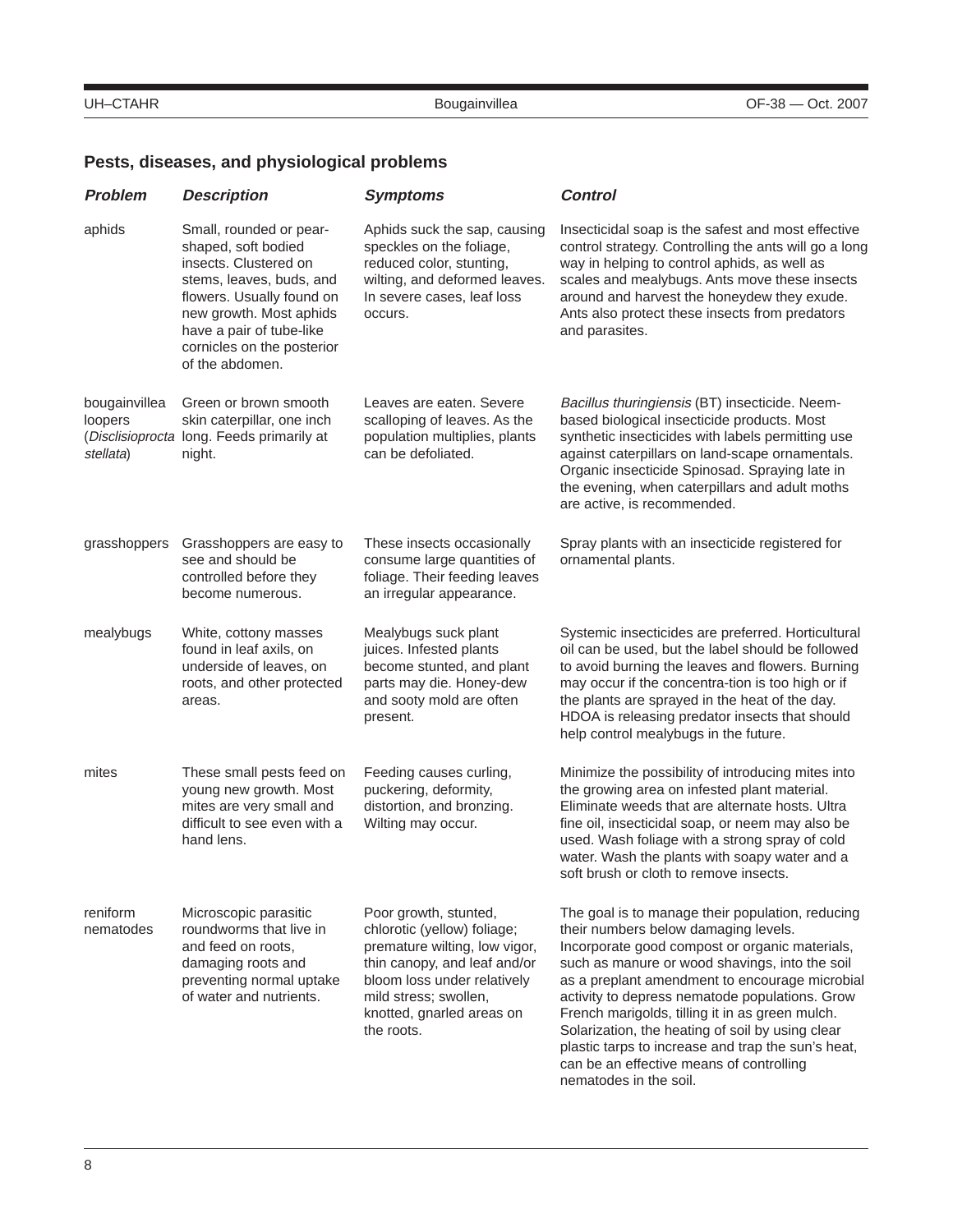## Pests, diseases, and physiological problems

| *Problem* | *Description* | *Symptoms* | *Control* |
|---|---|---|---|
| aphids | Small, rounded or pear-shaped, soft bodied insects. Clustered on stems, leaves, buds, and flowers. Usually found on new growth. Most aphids have a pair of tube-like cornicles on the posterior of the abdomen. | Aphids suck the sap, causing speckles on the foliage, reduced color, stunting, wilting, and deformed leaves. In severe cases, leaf loss occurs. | Insecticidal soap is the safest and most effective control strategy. Controlling the ants will go a long way in helping to control aphids, as well as scales and mealybugs. Ants move these insects around and harvest the honeydew they exude. Ants also protect these insects from predators and parasites. |
| bougainvillea loopers (*Disclisioprocta stellata*) | Green or brown smooth skin caterpillar, one inch long. Feeds primarily at night. | Leaves are eaten. Severe scalloping of leaves. As the population multiplies, plants can be defoliated. | *Bacillus thuringiensis* (BT) insecticide. Neem-based biological insecticide products. Most synthetic insecticides with labels permitting use against caterpillars on land-scape ornamentals. Organic insecticide Spinosad. Spraying late in the evening, when caterpillars and adult moths are active, is recommended. |
| grasshoppers | Grasshoppers are easy to see and should be controlled before they become numerous. | These insects occasionally consume large quantities of foliage. Their feeding leaves an irregular appearance. | Spray plants with an insecticide registered for ornamental plants. |
| mealybugs | White, cottony masses found in leaf axils, on underside of leaves, on roots, and other protected areas. | Mealybugs suck plant juices. Infested plants become stunted, and plant parts may die. Honey-dew and sooty mold are often present. | Systemic insecticides are preferred. Horticultural oil can be used, but the label should be followed to avoid burning the leaves and flowers. Burning may occur if the concentra-tion is too high or if the plants are sprayed in the heat of the day. HDOA is releasing predator insects that should help control mealybugs in the future. |
| mites | These small pests feed on young new growth. Most mites are very small and difficult to see even with a hand lens. | Feeding causes curling, puckering, deformity, distortion, and bronzing. Wilting may occur. | Minimize the possibility of introducing mites into the growing area on infested plant material. Eliminate weeds that are alternate hosts. Ultra fine oil, insecticidal soap, or neem may also be used. Wash foliage with a strong spray of cold water. Wash the plants with soapy water and a soft brush or cloth to remove insects. |
| reniform nematodes | Microscopic parasitic roundworms that live in and feed on roots, damaging roots and preventing normal uptake of water and nutrients. | Poor growth, stunted, chlorotic (yellow) foliage; premature wilting, low vigor, thin canopy, and leaf and/or bloom loss under relatively mild stress; swollen, knotted, gnarled areas on the roots. | The goal is to manage their population, reducing their numbers below damaging levels. Incorporate good compost or organic materials, such as manure or wood shavings, into the soil as a preplant amendment to encourage microbial activity to depress nematode populations. Grow French marigolds, tilling it in as green mulch. Solarization, the heating of soil by using clear plastic tarps to increase and trap the sun's heat, can be an effective means of controlling nematodes in the soil. |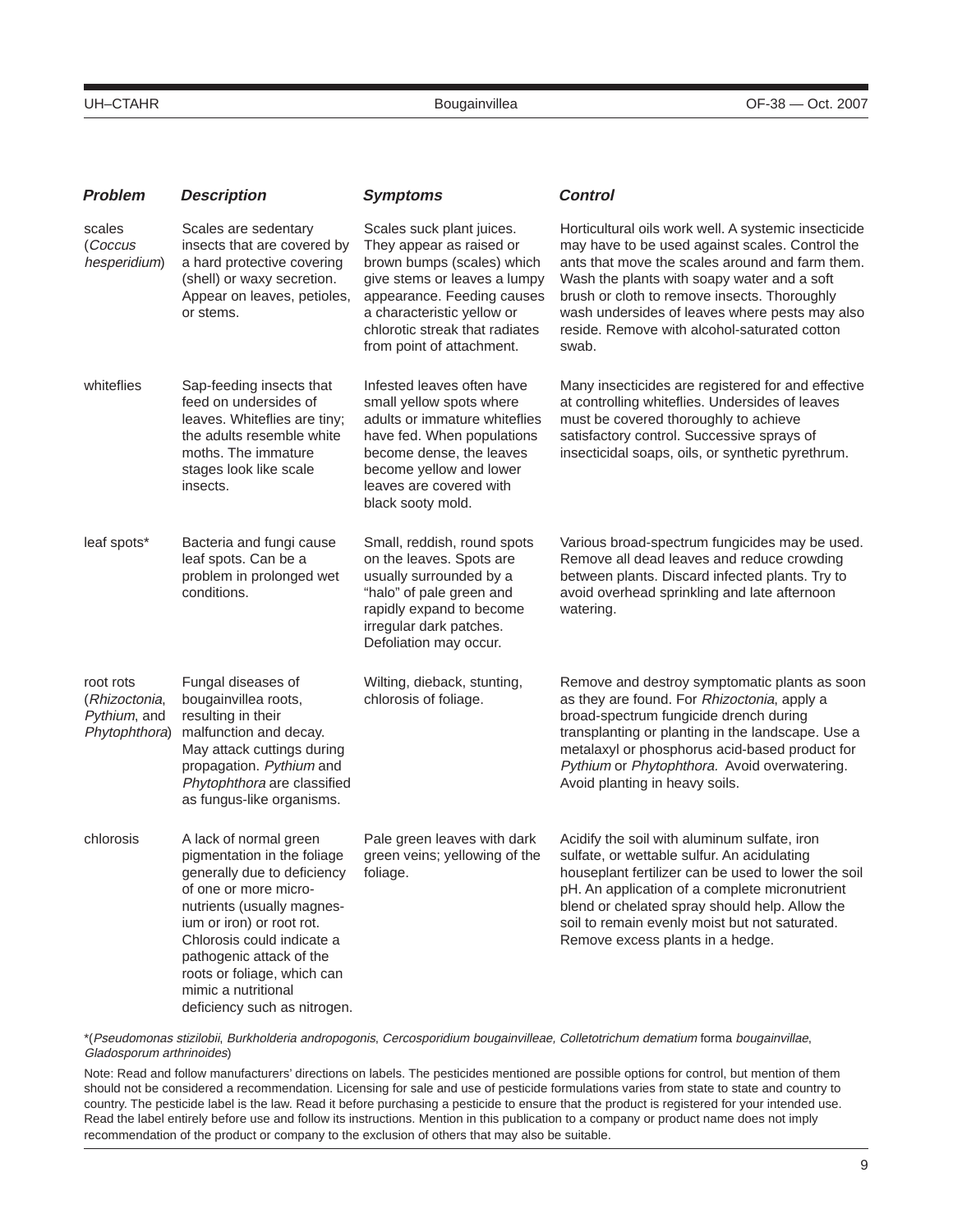| ***Problem*** | ***Description*** | ***Symptoms*** | ***Control*** |
|---|---|---|---|
| scales (*Coccus hesperidium*) | Scales are sedentary insects that are covered by a hard protective covering (shell) or waxy secretion. Appear on leaves, petioles, or stems. | Scales suck plant juices. They appear as raised or brown bumps (scales) which give stems or leaves a lumpy appearance. Feeding causes a characteristic yellow or chlorotic streak that radiates from point of attachment. | Horticultural oils work well. A systemic insecticide may have to be used against scales. Control the ants that move the scales around and farm them. Wash the plants with soapy water and a soft brush or cloth to remove insects. Thoroughly wash undersides of leaves where pests may also reside. Remove with alcohol-saturated cotton swab. |
| whiteflies | Sap-feeding insects that feed on undersides of leaves. Whiteflies are tiny; the adults resemble white moths. The immature stages look like scale insects. | Infested leaves often have small yellow spots where adults or immature whiteflies have fed. When populations become dense, the leaves become yellow and lower leaves are covered with black sooty mold. | Many insecticides are registered for and effective at controlling whiteflies. Undersides of leaves must be covered thoroughly to achieve satisfactory control. Successive sprays of insecticidal soaps, oils, or synthetic pyrethrum. |
| leaf spots* | Bacteria and fungi cause leaf spots. Can be a problem in prolonged wet conditions. | Small, reddish, round spots on the leaves. Spots are usually surrounded by a "halo" of pale green and rapidly expand to become irregular dark patches. Defoliation may occur. | Various broad-spectrum fungicides may be used. Remove all dead leaves and reduce crowding between plants. Discard infected plants. Try to avoid overhead sprinkling and late afternoon watering. |
| root rots (*Rhizoctonia*, *Pythium*, and *Phytophthora*) | Fungal diseases of bougainvillea roots, resulting in their malfunction and decay. May attack cuttings during propagation. *Pythium* and *Phytophthora* are classified as fungus-like organisms. | Wilting, dieback, stunting, chlorosis of foliage. | Remove and destroy symptomatic plants as soon as they are found. For *Rhizoctonia*, apply a broad-spectrum fungicide drench during transplanting or planting in the landscape. Use a metalaxyl or phosphorus acid-based product for *Pythium* or *Phytophthora.* Avoid overwatering. Avoid planting in heavy soils. |
| chlorosis | A lack of normal green pigmentation in the foliage generally due to deficiency of one or more micro-nutrients (usually magnesium or iron) or root rot. Chlorosis could indicate a pathogenic attack of the roots or foliage, which can mimic a nutritional deficiency such as nitrogen. | Pale green leaves with dark green veins; yellowing of the foliage. | Acidify the soil with aluminum sulfate, iron sulfate, or wettable sulfur. An acidulating houseplant fertilizer can be used to lower the soil pH. An application of a complete micronutrient blend or chelated spray should help. Allow the soil to remain evenly moist but not saturated. Remove excess plants in a hedge. |

*(*Pseudomonas stizilobii*, *Burkholderia andropogonis*, *Cercosporidium bougainvilleae, Colletotrichum dematium* forma *bougainvillae*, *Gladosporum arthrinoides*)

Note: Read and follow manufacturers' directions on labels. The pesticides mentioned are possible options for control, but mention of them should not be considered a recommendation. Licensing for sale and use of pesticide formulations varies from state to state and country to country. The pesticide label is the law. Read it before purchasing a pesticide to ensure that the product is registered for your intended use. Read the label entirely before use and follow its instructions. Mention in this publication to a company or product name does not imply recommendation of the product or company to the exclusion of others that may also be suitable.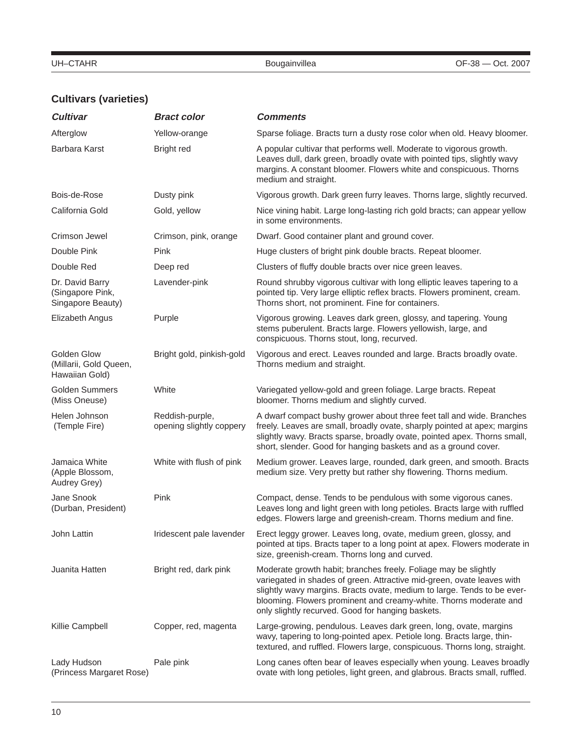## Cultivars (varieties)

| *Cultivar* | *Bract color* | *Comments* |
| --- | --- | --- |
| Afterglow | Yellow-orange | Sparse foliage. Bracts turn a dusty rose color when old. Heavy bloomer. |
| Barbara Karst | Bright red | A popular cultivar that performs well. Moderate to vigorous growth. Leaves dull, dark green, broadly ovate with pointed tips, slightly wavy margins. A constant bloomer. Flowers white and conspicuous. Thorns medium and straight. |
| Bois-de-Rose | Dusty pink | Vigorous growth. Dark green furry leaves. Thorns large, slightly recurved. |
| California Gold | Gold, yellow | Nice vining habit. Large long-lasting rich gold bracts; can appear yellow in some environments. |
| Crimson Jewel | Crimson, pink, orange | Dwarf. Good container plant and ground cover. |
| Double Pink | Pink | Huge clusters of bright pink double bracts. Repeat bloomer. |
| Double Red | Deep red | Clusters of fluffy double bracts over nice green leaves. |
| Dr. David Barry (Singapore Pink, Singapore Beauty) | Lavender-pink | Round shrubby vigorous cultivar with long elliptic leaves tapering to a pointed tip. Very large elliptic reflex bracts. Flowers prominent, cream. Thorns short, not prominent. Fine for containers. |
| Elizabeth Angus | Purple | Vigorous growing. Leaves dark green, glossy, and tapering. Young stems puberulent. Bracts large. Flowers yellowish, large, and conspicuous. Thorns stout, long, recurved. |
| Golden Glow (Millarii, Gold Queen, Hawaiian Gold) | Bright gold, pinkish-gold | Vigorous and erect. Leaves rounded and large. Bracts broadly ovate. Thorns medium and straight. |
| Golden Summers (Miss Oneuse) | White | Variegated yellow-gold and green foliage. Large bracts. Repeat bloomer. Thorns medium and slightly curved. |
| Helen Johnson (Temple Fire) | Reddish-purple, opening slightly coppery | A dwarf compact bushy grower about three feet tall and wide. Branches freely. Leaves are small, broadly ovate, sharply pointed at apex; margins slightly wavy. Bracts sparse, broadly ovate, pointed apex. Thorns small, short, slender. Good for hanging baskets and as a ground cover. |
| Jamaica White (Apple Blossom, Audrey Grey) | White with flush of pink | Medium grower. Leaves large, rounded, dark green, and smooth. Bracts medium size. Very pretty but rather shy flowering. Thorns medium. |
| Jane Snook (Durban, President) | Pink | Compact, dense. Tends to be pendulous with some vigorous canes. Leaves long and light green with long petioles. Bracts large with ruffled edges. Flowers large and greenish-cream. Thorns medium and fine. |
| John Lattin | Iridescent pale lavender | Erect leggy grower. Leaves long, ovate, medium green, glossy, and pointed at tips. Bracts taper to a long point at apex. Flowers moderate in size, greenish-cream. Thorns long and curved. |
| Juanita Hatten | Bright red, dark pink | Moderate growth habit; branches freely. Foliage may be slightly variegated in shades of green. Attractive mid-green, ovate leaves with slightly wavy margins. Bracts ovate, medium to large. Tends to be ever-blooming. Flowers prominent and creamy-white. Thorns moderate and only slightly recurved. Good for hanging baskets. |
| Killie Campbell | Copper, red, magenta | Large-growing, pendulous. Leaves dark green, long, ovate, margins wavy, tapering to long-pointed apex. Petiole long. Bracts large, thin-textured, and ruffled. Flowers large, conspicuous. Thorns long, straight. |
| Lady Hudson (Princess Margaret Rose) | Pale pink | Long canes often bear of leaves especially when young. Leaves broadly ovate with long petioles, light green, and glabrous. Bracts small, ruffled. |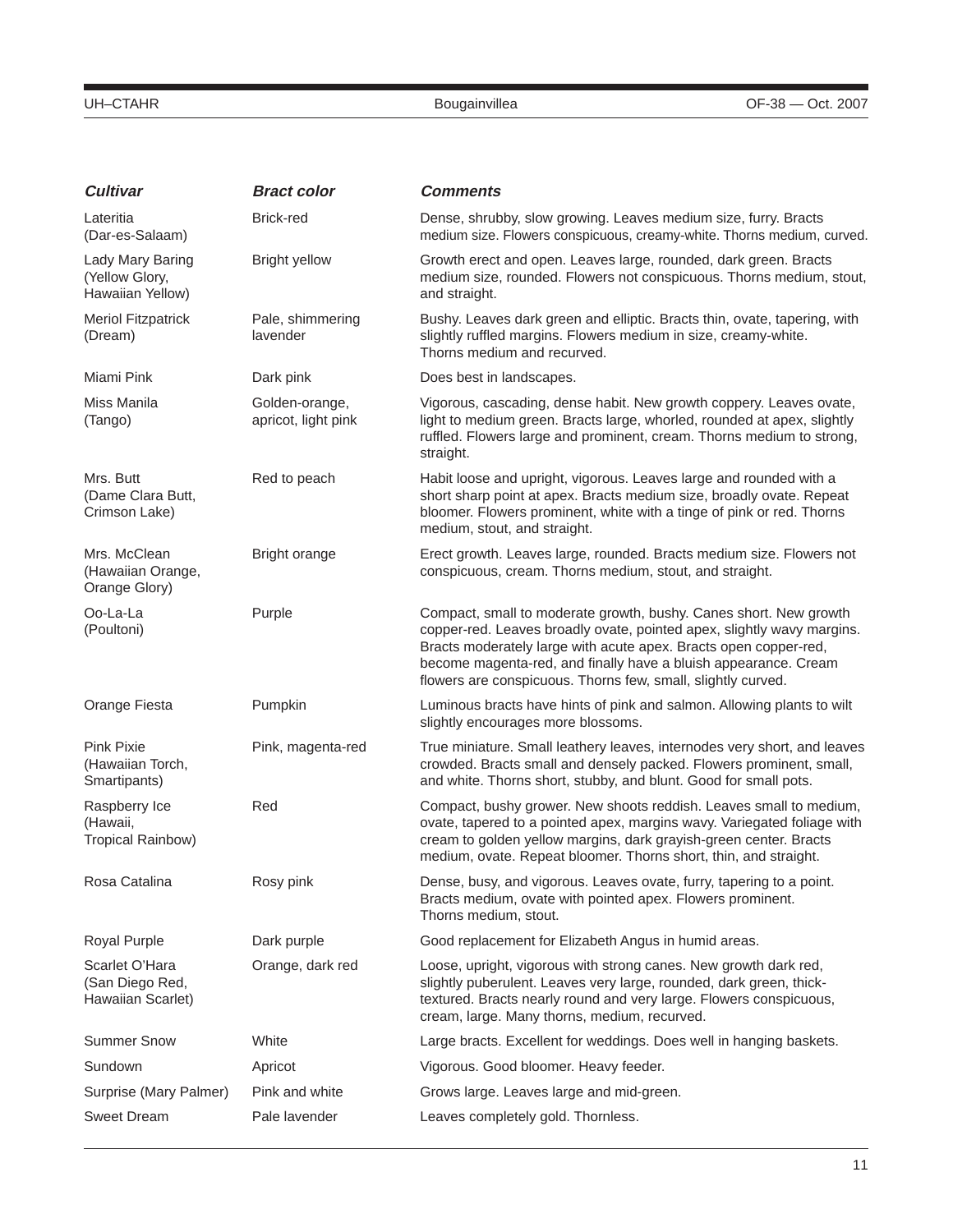| Cultivar | Bract color | Comments |
| --- | --- | --- |
| Lateritia (Dar-es-Salaam) | Brick-red | Dense, shrubby, slow growing. Leaves medium size, furry. Bracts medium size. Flowers conspicuous, creamy-white. Thorns medium, curved. |
| Lady Mary Baring (Yellow Glory, Hawaiian Yellow) | Bright yellow | Growth erect and open. Leaves large, rounded, dark green. Bracts medium size, rounded. Flowers not conspicuous. Thorns medium, stout, and straight. |
| Meriol Fitzpatrick (Dream) | Pale, shimmering lavender | Bushy. Leaves dark green and elliptic. Bracts thin, ovate, tapering, with slightly ruffled margins. Flowers medium in size, creamy-white. Thorns medium and recurved. |
| Miami Pink | Dark pink | Does best in landscapes. |
| Miss Manila (Tango) | Golden-orange, apricot, light pink | Vigorous, cascading, dense habit. New growth coppery. Leaves ovate, light to medium green. Bracts large, whorled, rounded at apex, slightly ruffled. Flowers large and prominent, cream. Thorns medium to strong, straight. |
| Mrs. Butt (Dame Clara Butt, Crimson Lake) | Red to peach | Habit loose and upright, vigorous. Leaves large and rounded with a short sharp point at apex. Bracts medium size, broadly ovate. Repeat bloomer. Flowers prominent, white with a tinge of pink or red. Thorns medium, stout, and straight. |
| Mrs. McClean (Hawaiian Orange, Orange Glory) | Bright orange | Erect growth. Leaves large, rounded. Bracts medium size. Flowers not conspicuous, cream. Thorns medium, stout, and straight. |
| Oo-La-La (Poultoni) | Purple | Compact, small to moderate growth, bushy. Canes short. New growth copper-red. Leaves broadly ovate, pointed apex, slightly wavy margins. Bracts moderately large with acute apex. Bracts open copper-red, become magenta-red, and finally have a bluish appearance. Cream flowers are conspicuous. Thorns few, small, slightly curved. |
| Orange Fiesta | Pumpkin | Luminous bracts have hints of pink and salmon. Allowing plants to wilt slightly encourages more blossoms. |
| Pink Pixie (Hawaiian Torch, Smartipants) | Pink, magenta-red | True miniature. Small leathery leaves, internodes very short, and leaves crowded. Bracts small and densely packed. Flowers prominent, small, and white. Thorns short, stubby, and blunt. Good for small pots. |
| Raspberry Ice (Hawaii, Tropical Rainbow) | Red | Compact, bushy grower. New shoots reddish. Leaves small to medium, ovate, tapered to a pointed apex, margins wavy. Variegated foliage with cream to golden yellow margins, dark grayish-green center. Bracts medium, ovate. Repeat bloomer. Thorns short, thin, and straight. |
| Rosa Catalina | Rosy pink | Dense, busy, and vigorous. Leaves ovate, furry, tapering to a point. Bracts medium, ovate with pointed apex. Flowers prominent. Thorns medium, stout. |
| Royal Purple | Dark purple | Good replacement for Elizabeth Angus in humid areas. |
| Scarlet O'Hara (San Diego Red, Hawaiian Scarlet) | Orange, dark red | Loose, upright, vigorous with strong canes. New growth dark red, slightly puberulent. Leaves very large, rounded, dark green, thick-textured. Bracts nearly round and very large. Flowers conspicuous, cream, large. Many thorns, medium, recurved. |
| Summer Snow | White | Large bracts. Excellent for weddings. Does well in hanging baskets. |
| Sundown | Apricot | Vigorous. Good bloomer. Heavy feeder. |
| Surprise (Mary Palmer) | Pink and white | Grows large. Leaves large and mid-green. |
| Sweet Dream | Pale lavender | Leaves completely gold. Thornless. |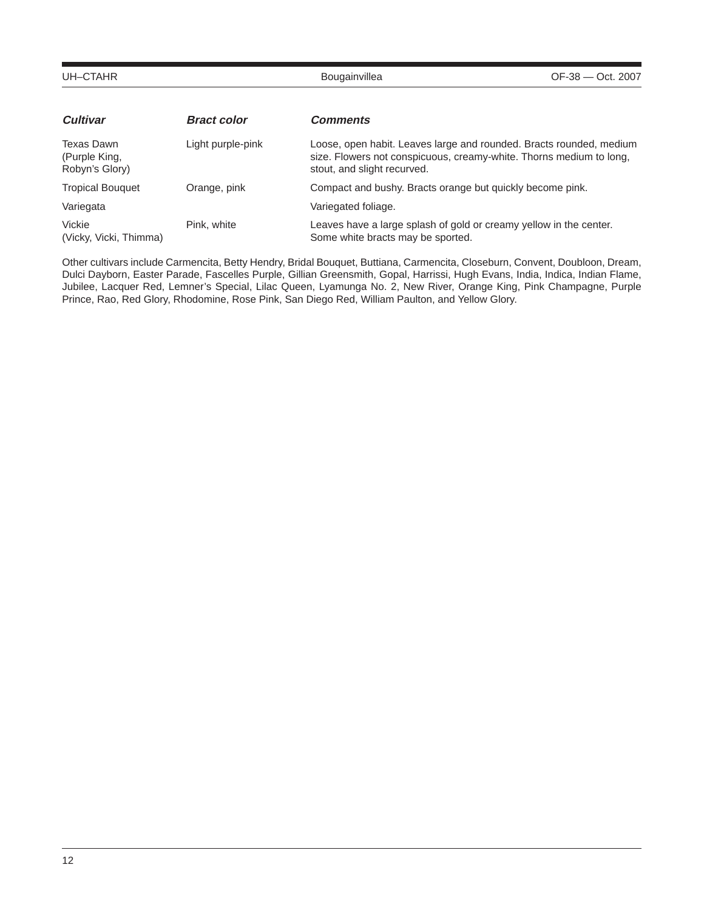| Cultivar | Bract color | Comments |
| --- | --- | --- |
| Texas Dawn (Purple King, Robyn's Glory) | Light purple-pink | Loose, open habit. Leaves large and rounded. Bracts rounded, medium size. Flowers not conspicuous, creamy-white. Thorns medium to long, stout, and slight recurved. |
| Tropical Bouquet | Orange, pink | Compact and bushy. Bracts orange but quickly become pink. |
| Variegata | | Variegated foliage. |
| Vickie (Vicky, Vicki, Thimma) | Pink, white | Leaves have a large splash of gold or creamy yellow in the center. Some white bracts may be sported. |

Other cultivars include Carmencita, Betty Hendry, Bridal Bouquet, Buttiana, Carmencita, Closeburn, Convent, Doubloon, Dream, Dulci Dayborn, Easter Parade, Fascelles Purple, Gillian Greensmith, Gopal, Harrissi, Hugh Evans, India, Indica, Indian Flame, Jubilee, Lacquer Red, Lemner's Special, Lilac Queen, Lyamunga No. 2, New River, Orange King, Pink Champagne, Purple Prince, Rao, Red Glory, Rhodomine, Rose Pink, San Diego Red, William Paulton, and Yellow Glory.